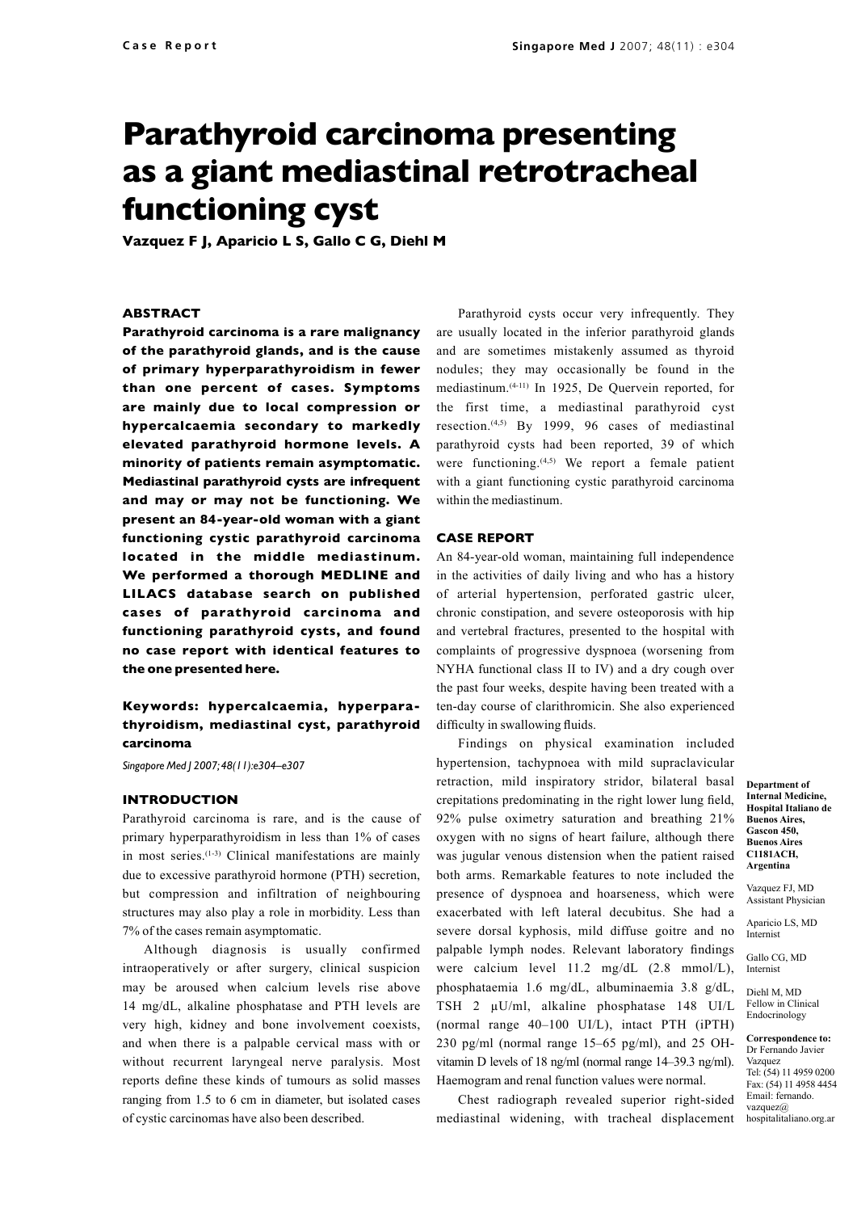Case Report

# Parathyroid carcinoma presenting as a giant mediastinal retrotracheal functioning cyst

**Vazquez F J, Aparicio L S, Gallo C G, Diehl M**

## ABSTRACT

**Parathyroid carcinoma is a rare malignancy of the parathyroid glands, and is the cause of primary hyperparathyroidism in fewer than one percent of cases. Symptoms are mainly due to local compression or hypercalcaemia secondary to markedly elevated parathyroid hormone levels. A minority of patients remain asymptomatic. Mediastinal parathyroid cysts are infrequent and may or may not be functioning. We present an 84-year-old woman with a giant functioning cystic parathyroid carcinoma located in the middle mediastinum. We performed a thorough MEDLINE and LILACS database search on published cases of parathyroid carcinoma and functioning parathyroid cysts, and found no case report with identical features to the one presented here.**

**Keywords: hypercalcaemia, hyperparathyroidism, mediastinal cyst, parathyroid carcinoma**

*Singapore Med J 2007; 48(11):e304–e307*

## INTRODUCTION

Parathyroid carcinoma is rare, and is the cause of primary hyperparathyroidism in less than 1% of cases in most series.[1-3] Clinical manifestations are mainly due to excessive parathyroid hormone (PTH) secretion, but compression and infiltration of neighbouring structures may also play a role in morbidity. Less than 7% of the cases remain asymptomatic.

Although diagnosis is usually confirmed intraoperatively or after surgery, clinical suspicion may be aroused when calcium levels rise above 14 mg/dL, alkaline phosphatase and PTH levels are very high, kidney and bone involvement coexists, and when there is a palpable cervical mass with or without recurrent laryngeal nerve paralysis. Most reports define these kinds of tumours as solid masses ranging from 1.5 to 6 cm in diameter, but isolated cases of cystic carcinomas have also been described.

Parathyroid cysts occur very infrequently. They are usually located in the inferior parathyroid glands and are sometimes mistakenly assumed as thyroid nodules; they may occasionally be found in the mediastinum.[4-11] In 1925, De Quervein reported, for the first time, a mediastinal parathyroid cyst resection.[4,5] By 1999, 96 cases of mediastinal parathyroid cysts had been reported, 39 of which were functioning.[4,5] We report a female patient with a giant functioning cystic parathyroid carcinoma within the mediastinum.

## CASE REPORT

An 84-year-old woman, maintaining full independence in the activities of daily living and who has a history of arterial hypertension, perforated gastric ulcer, chronic constipation, and severe osteoporosis with hip and vertebral fractures, presented to the hospital with complaints of progressive dyspnoea (worsening from NYHA functional class II to IV) and a dry cough over the past four weeks, despite having been treated with a ten-day course of clarithromicin. She also experienced difficulty in swallowing fluids.

Findings on physical examination included hypertension, tachypnoea with mild supraclavicular retraction, mild inspiratory stridor, bilateral basal crepitations predominating in the right lower lung field, 92% pulse oximetry saturation and breathing 21% oxygen with no signs of heart failure, although there was jugular venous distension when the patient raised both arms. Remarkable features to note included the presence of dyspnoea and hoarseness, which were exacerbated with left lateral decubitus. She had a severe dorsal kyphosis, mild diffuse goitre and no palpable lymph nodes. Relevant laboratory findings were calcium level 11.2 mg/dL (2.8 mmol/L), phosphataemia 1.6 mg/dL, albuminaemia 3.8 g/dL, TSH 2 μU/ml, alkaline phosphatase 148 UI/L (normal range 40–100 UI/L), intact PTH (iPTH) 230 pg/ml (normal range 15–65 pg/ml), and 25 OH-vitamin D levels of 18 ng/ml (normal range 14–39.3 ng/ml). Haemogram and renal function values were normal.

Chest radiograph revealed superior right-sided mediastinal widening, with tracheal displacement

**Department of Internal Medicine, Hospital Italiano de Buenos Aires, Gascon 450, Buenos Aires C1181ACH, Argentina**

Vazquez FJ, MD
Assistant Physician

Aparicio LS, MD
Internist

Gallo CG, MD
Internist

Diehl M, MD
Fellow in Clinical Endocrinology

**Correspondence to:**
Dr Fernando Javier Vazquez
Tel: (54) 11 4959 0200
Fax: (54) 11 4958 4454
Email: fernando.vazquez@hospitalitaliano.org.ar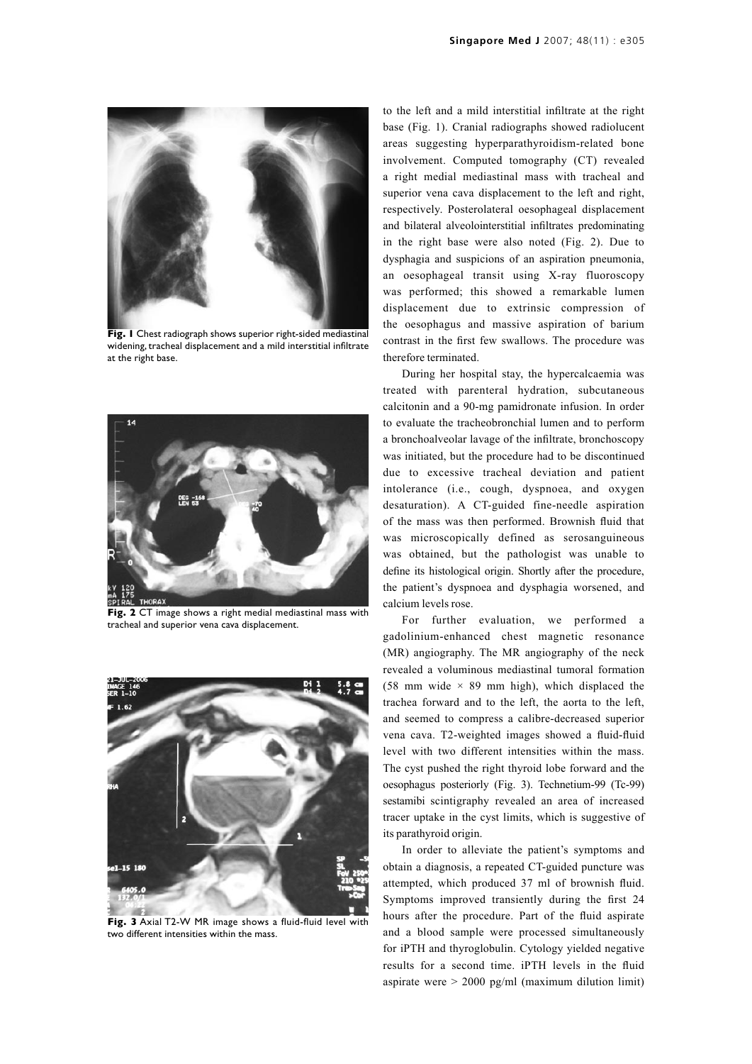Fig. 1 Chest radiograph shows superior right-sided mediastinal widening, tracheal displacement and a mild interstitial infiltrate at the right base.

Fig. 2 CT image shows a right medial mediastinal mass with tracheal and superior vena cava displacement.

Fig. 3 Axial T2-W MR image shows a fluid-fluid level with two different intensities within the mass.

to the left and a mild interstitial infiltrate at the right base (Fig. 1). Cranial radiographs showed radiolucent areas suggesting hyperparathyroidism-related bone involvement. Computed tomography (CT) revealed a right medial mediastinal mass with tracheal and superior vena cava displacement to the left and right, respectively. Posterolateral oesophageal displacement and bilateral alveolointerstitial infiltrates predominating in the right base were also noted (Fig. 2). Due to dysphagia and suspicions of an aspiration pneumonia, an oesophageal transit using X-ray fluoroscopy was performed; this showed a remarkable lumen displacement due to extrinsic compression of the oesophagus and massive aspiration of barium contrast in the first few swallows. The procedure was therefore terminated.

During her hospital stay, the hypercalcaemia was treated with parenteral hydration, subcutaneous calcitonin and a 90-mg pamidronate infusion. In order to evaluate the tracheobronchial lumen and to perform a bronchoalveolar lavage of the infiltrate, bronchoscopy was initiated, but the procedure had to be discontinued due to excessive tracheal deviation and patient intolerance (i.e., cough, dyspnoea, and oxygen desaturation). A CT-guided fine-needle aspiration of the mass was then performed. Brownish fluid that was microscopically defined as serosanguineous was obtained, but the pathologist was unable to define its histological origin. Shortly after the procedure, the patient's dyspnoea and dysphagia worsened, and calcium levels rose.

For further evaluation, we performed a gadolinium-enhanced chest magnetic resonance (MR) angiography. The MR angiography of the neck revealed a voluminous mediastinal tumoral formation (58 mm wide × 89 mm high), which displaced the trachea forward and to the left, the aorta to the left, and seemed to compress a calibre-decreased superior vena cava. T2-weighted images showed a fluid-fluid level with two different intensities within the mass. The cyst pushed the right thyroid lobe forward and the oesophagus posteriorly (Fig. 3). Technetium-99 (Tc-99) sestamibi scintigraphy revealed an area of increased tracer uptake in the cyst limits, which is suggestive of its parathyroid origin.

In order to alleviate the patient's symptoms and obtain a diagnosis, a repeated CT-guided puncture was attempted, which produced 37 ml of brownish fluid. Symptoms improved transiently during the first 24 hours after the procedure. Part of the fluid aspirate and a blood sample were processed simultaneously for iPTH and thyroglobulin. Cytology yielded negative results for a second time. iPTH levels in the fluid aspirate were > 2000 pg/ml (maximum dilution limit)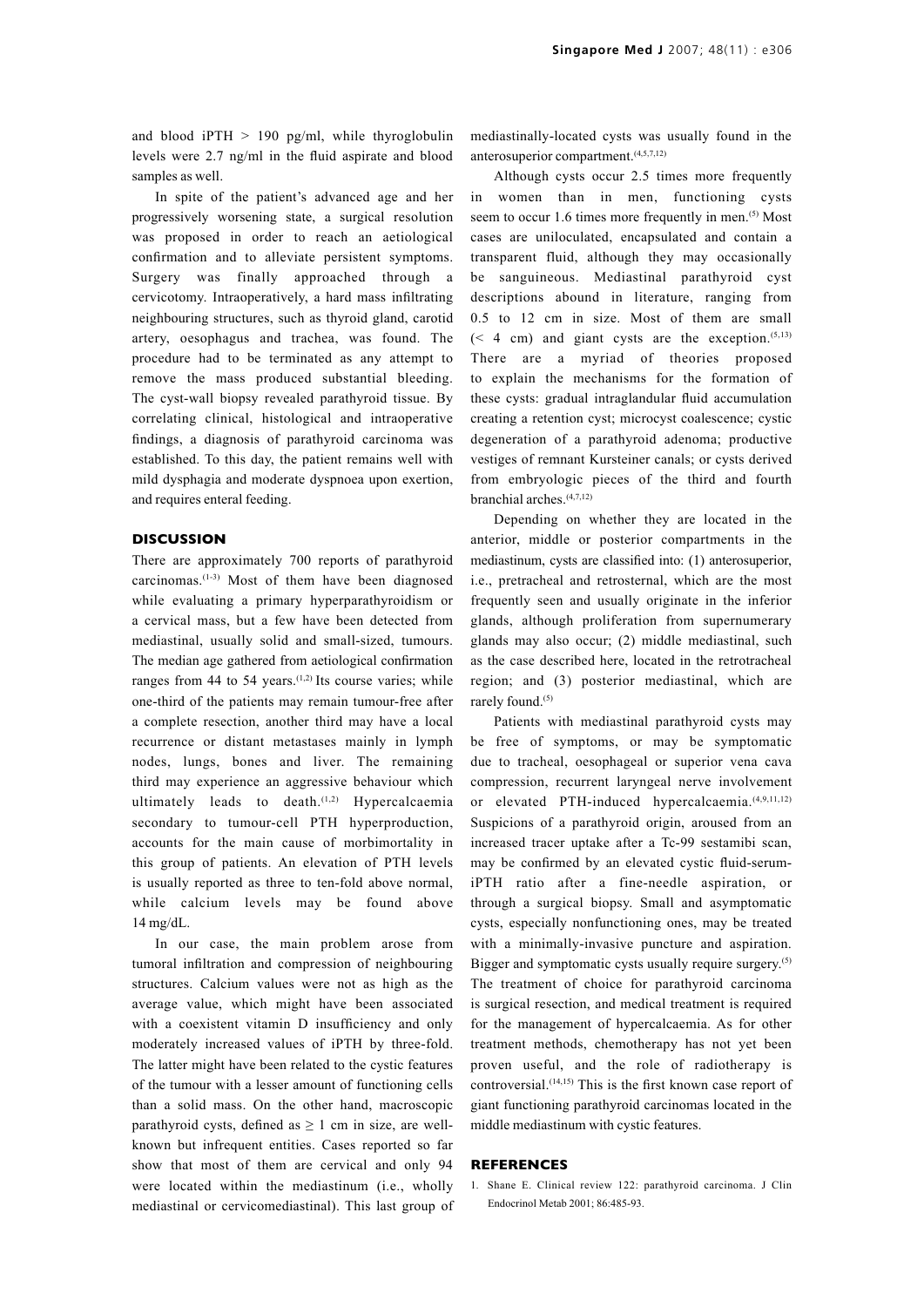and blood iPTH > 190 pg/ml, while thyroglobulin levels were 2.7 ng/ml in the fluid aspirate and blood samples as well.

In spite of the patient's advanced age and her progressively worsening state, a surgical resolution was proposed in order to reach an aetiological confirmation and to alleviate persistent symptoms. Surgery was finally approached through a cervicotomy. Intraoperatively, a hard mass infiltrating neighbouring structures, such as thyroid gland, carotid artery, oesophagus and trachea, was found. The procedure had to be terminated as any attempt to remove the mass produced substantial bleeding. The cyst-wall biopsy revealed parathyroid tissue. By correlating clinical, histological and intraoperative findings, a diagnosis of parathyroid carcinoma was established. To this day, the patient remains well with mild dysphagia and moderate dyspnoea upon exertion, and requires enteral feeding.

## DISCUSSION

There are approximately 700 reports of parathyroid carcinomas.[1-3] Most of them have been diagnosed while evaluating a primary hyperparathyroidism or a cervical mass, but a few have been detected from mediastinal, usually solid and small-sized, tumours. The median age gathered from aetiological confirmation ranges from 44 to 54 years.[1,2] Its course varies; while one-third of the patients may remain tumour-free after a complete resection, another third may have a local recurrence or distant metastases mainly in lymph nodes, lungs, bones and liver. The remaining third may experience an aggressive behaviour which ultimately leads to death.[1,2] Hypercalcaemia secondary to tumour-cell PTH hyperproduction, accounts for the main cause of morbimortality in this group of patients. An elevation of PTH levels is usually reported as three to ten-fold above normal, while calcium levels may be found above 14 mg/dL.

In our case, the main problem arose from tumoral infiltration and compression of neighbouring structures. Calcium values were not as high as the average value, which might have been associated with a coexistent vitamin D insufficiency and only moderately increased values of iPTH by three-fold. The latter might have been related to the cystic features of the tumour with a lesser amount of functioning cells than a solid mass. On the other hand, macroscopic parathyroid cysts, defined as ≥ 1 cm in size, are well-known but infrequent entities. Cases reported so far show that most of them are cervical and only 94 were located within the mediastinum (i.e., wholly mediastinal or cervicomediastinal). This last group of mediastinally-located cysts was usually found in the anterosuperior compartment.[4,5,7,12]

Although cysts occur 2.5 times more frequently in women than in men, functioning cysts seem to occur 1.6 times more frequently in men.[5] Most cases are uniloculated, encapsulated and contain a transparent fluid, although they may occasionally be sanguineous. Mediastinal parathyroid cyst descriptions abound in literature, ranging from 0.5 to 12 cm in size. Most of them are small (< 4 cm) and giant cysts are the exception.[5,13] There are a myriad of theories proposed to explain the mechanisms for the formation of these cysts: gradual intraglandular fluid accumulation creating a retention cyst; microcyst coalescence; cystic degeneration of a parathyroid adenoma; productive vestiges of remnant Kursteiner canals; or cysts derived from embryologic pieces of the third and fourth branchial arches.[4,7,12]

Depending on whether they are located in the anterior, middle or posterior compartments in the mediastinum, cysts are classified into: (1) anterosuperior, i.e., pretracheal and retrosternal, which are the most frequently seen and usually originate in the inferior glands, although proliferation from supernumerary glands may also occur; (2) middle mediastinal, such as the case described here, located in the retrotracheal region; and (3) posterior mediastinal, which are rarely found.[5]

Patients with mediastinal parathyroid cysts may be free of symptoms, or may be symptomatic due to tracheal, oesophageal or superior vena cava compression, recurrent laryngeal nerve involvement or elevated PTH-induced hypercalcaemia.[4,9,11,12] Suspicions of a parathyroid origin, aroused from an increased tracer uptake after a Tc-99 sestamibi scan, may be confirmed by an elevated cystic fluid-serum-iPTH ratio after a fine-needle aspiration, or through a surgical biopsy. Small and asymptomatic cysts, especially nonfunctioning ones, may be treated with a minimally-invasive puncture and aspiration. Bigger and symptomatic cysts usually require surgery.[5] The treatment of choice for parathyroid carcinoma is surgical resection, and medical treatment is required for the management of hypercalcaemia. As for other treatment methods, chemotherapy has not yet been proven useful, and the role of radiotherapy is controversial.[14,15] This is the first known case report of giant functioning parathyroid carcinomas located in the middle mediastinum with cystic features.

## REFERENCES

1. Shane E. Clinical review 122: parathyroid carcinoma. J Clin Endocrinol Metab 2001; 86:485-93.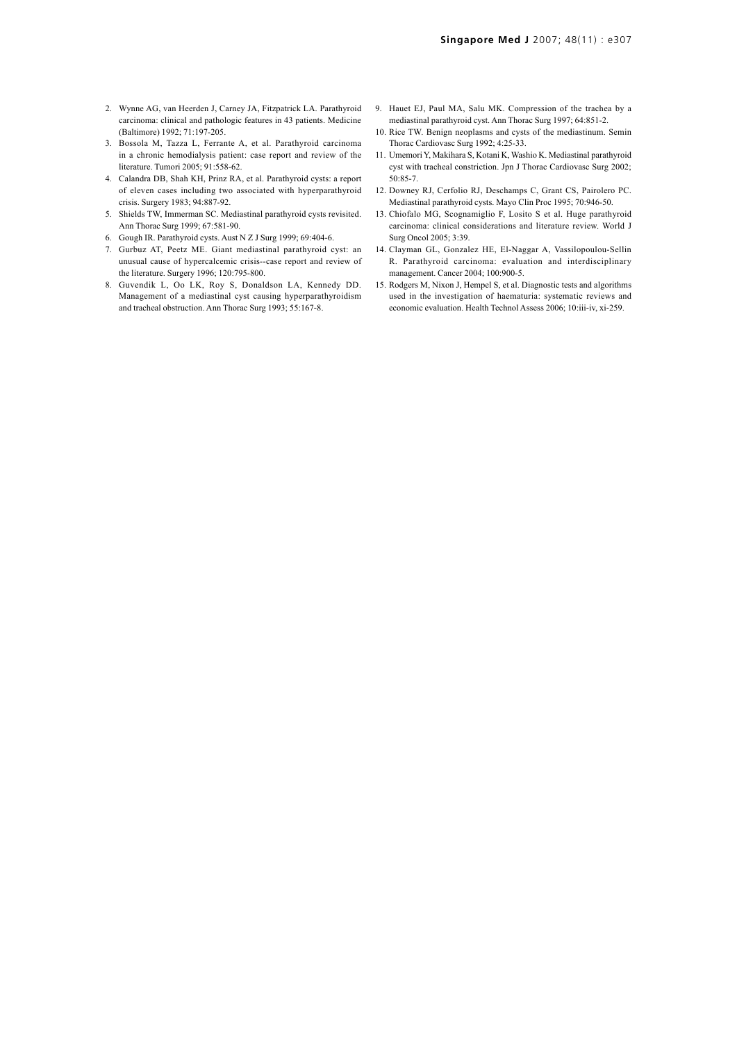2. Wynne AG, van Heerden J, Carney JA, Fitzpatrick LA. Parathyroid carcinoma: clinical and pathologic features in 43 patients. Medicine (Baltimore) 1992; 71:197-205.
3. Bossola M, Tazza L, Ferrante A, et al. Parathyroid carcinoma in a chronic hemodialysis patient: case report and review of the literature. Tumori 2005; 91:558-62.
4. Calandra DB, Shah KH, Prinz RA, et al. Parathyroid cysts: a report of eleven cases including two associated with hyperparathyroid crisis. Surgery 1983; 94:887-92.
5. Shields TW, Immerman SC. Mediastinal parathyroid cysts revisited. Ann Thorac Surg 1999; 67:581-90.
6. Gough IR. Parathyroid cysts. Aust N Z J Surg 1999; 69:404-6.
7. Gurbuz AT, Peetz ME. Giant mediastinal parathyroid cyst: an unusual cause of hypercalcemic crisis--case report and review of the literature. Surgery 1996; 120:795-800.
8. Guvendik L, Oo LK, Roy S, Donaldson LA, Kennedy DD. Management of a mediastinal cyst causing hyperparathyroidism and tracheal obstruction. Ann Thorac Surg 1993; 55:167-8.
9. Hauet EJ, Paul MA, Salu MK. Compression of the trachea by a mediastinal parathyroid cyst. Ann Thorac Surg 1997; 64:851-2.
10. Rice TW. Benign neoplasms and cysts of the mediastinum. Semin Thorac Cardiovasc Surg 1992; 4:25-33.
11. Umemori Y, Makihara S, Kotani K, Washio K. Mediastinal parathyroid cyst with tracheal constriction. Jpn J Thorac Cardiovasc Surg 2002; 50:85-7.
12. Downey RJ, Cerfolio RJ, Deschamps C, Grant CS, Pairolero PC. Mediastinal parathyroid cysts. Mayo Clin Proc 1995; 70:946-50.
13. Chiofalo MG, Scognamiglio F, Losito S et al. Huge parathyroid carcinoma: clinical considerations and literature review. World J Surg Oncol 2005; 3:39.
14. Clayman GL, Gonzalez HE, El-Naggar A, Vassilopoulou-Sellin R. Parathyroid carcinoma: evaluation and interdisciplinary management. Cancer 2004; 100:900-5.
15. Rodgers M, Nixon J, Hempel S, et al. Diagnostic tests and algorithms used in the investigation of haematuria: systematic reviews and economic evaluation. Health Technol Assess 2006; 10:iii-iv, xi-259.